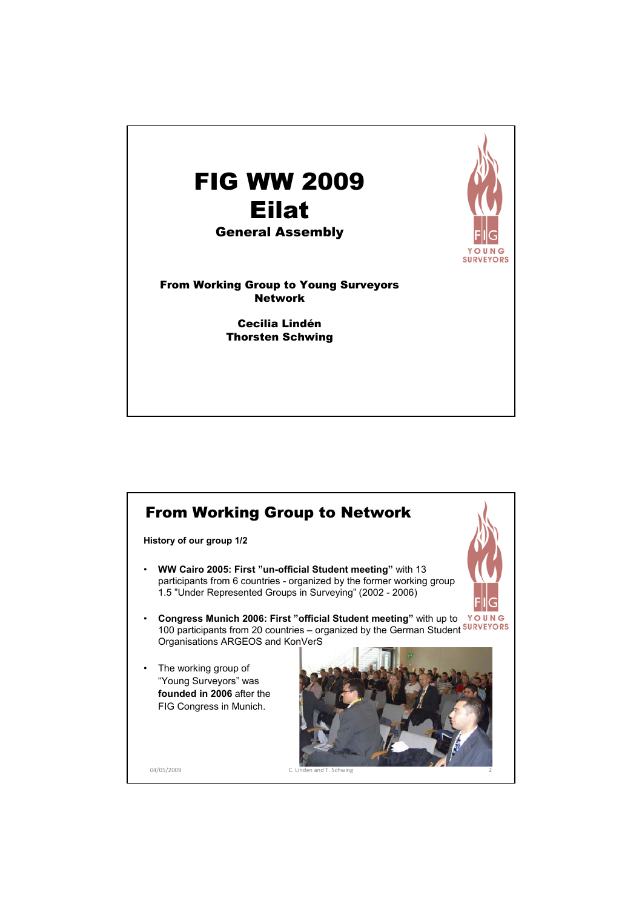# FIG WW 2009 Eilat

## General Assembly

FIG YOUNG SURVEYORS

**From Working Group to Young Surveyors Network**

**Cecilia Lindén**
**Thorsten Schwing**

## From Working Group to Network

**History of our group 1/2**

FIG YOUNG SURVEYORS

- **WW Cairo 2005: First ”un-official Student meeting”** with 13 participants from 6 countries - organized by the former working group 1.5 ”Under Represented Groups in Surveying” (2002 - 2006)
- **Congress Munich 2006: First ”official Student meeting”** with up to 100 participants from 20 countries – organized by the German Student Organisations ARGEOS and KonVerS
- The working group of “Young Surveyors” was **founded in 2006** after the FIG Congress in Munich.

04/05/2009 C. Linden and T. Schwing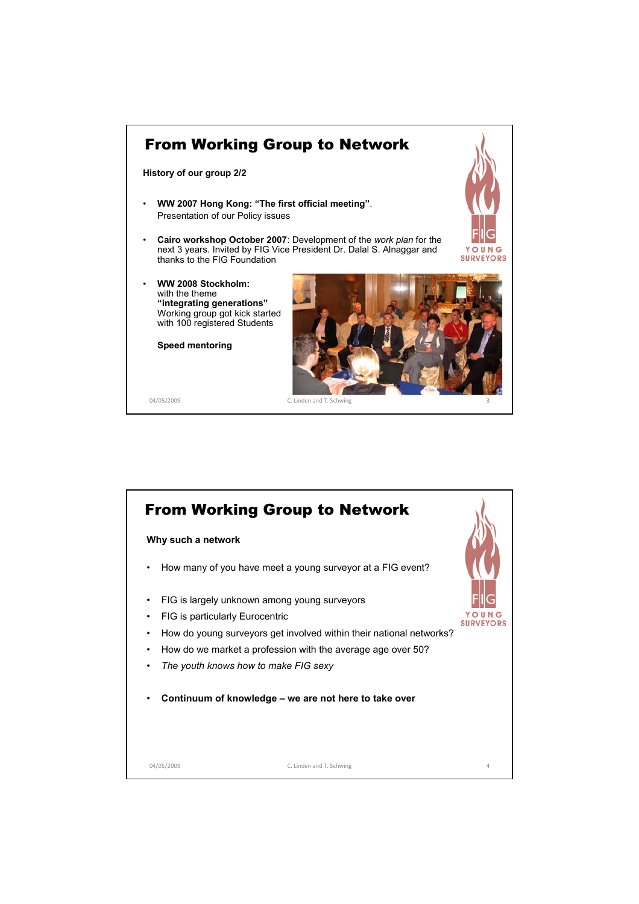## From Working Group to Network

**History of our group 2/2**

- **WW 2007 Hong Kong: "The first official meeting"**. Presentation of our Policy issues
- **Cairo workshop October 2007**: Development of the *work plan* for the next 3 years. Invited by FIG Vice President Dr. Dalal S. Alnaggar and thanks to the FIG Foundation
- **WW 2008 Stockholm:** with the theme **"integrating generations"** Working group got kick started with 100 registered Students

  **Speed mentoring**

04/05/2009 C. Linden and T. Schwing

## From Working Group to Network

**Why such a network**

- How many of you have meet a young surveyor at a FIG event?
- FIG is largely unknown among young surveyors
- FIG is particularly Eurocentric
- How do young surveyors get involved within their national networks?
- How do we market a profession with the average age over 50?
- *The youth knows how to make FIG sexy*
- **Continuum of knowledge – we are not here to take over**

04/05/2009 C. Linden and T. Schwing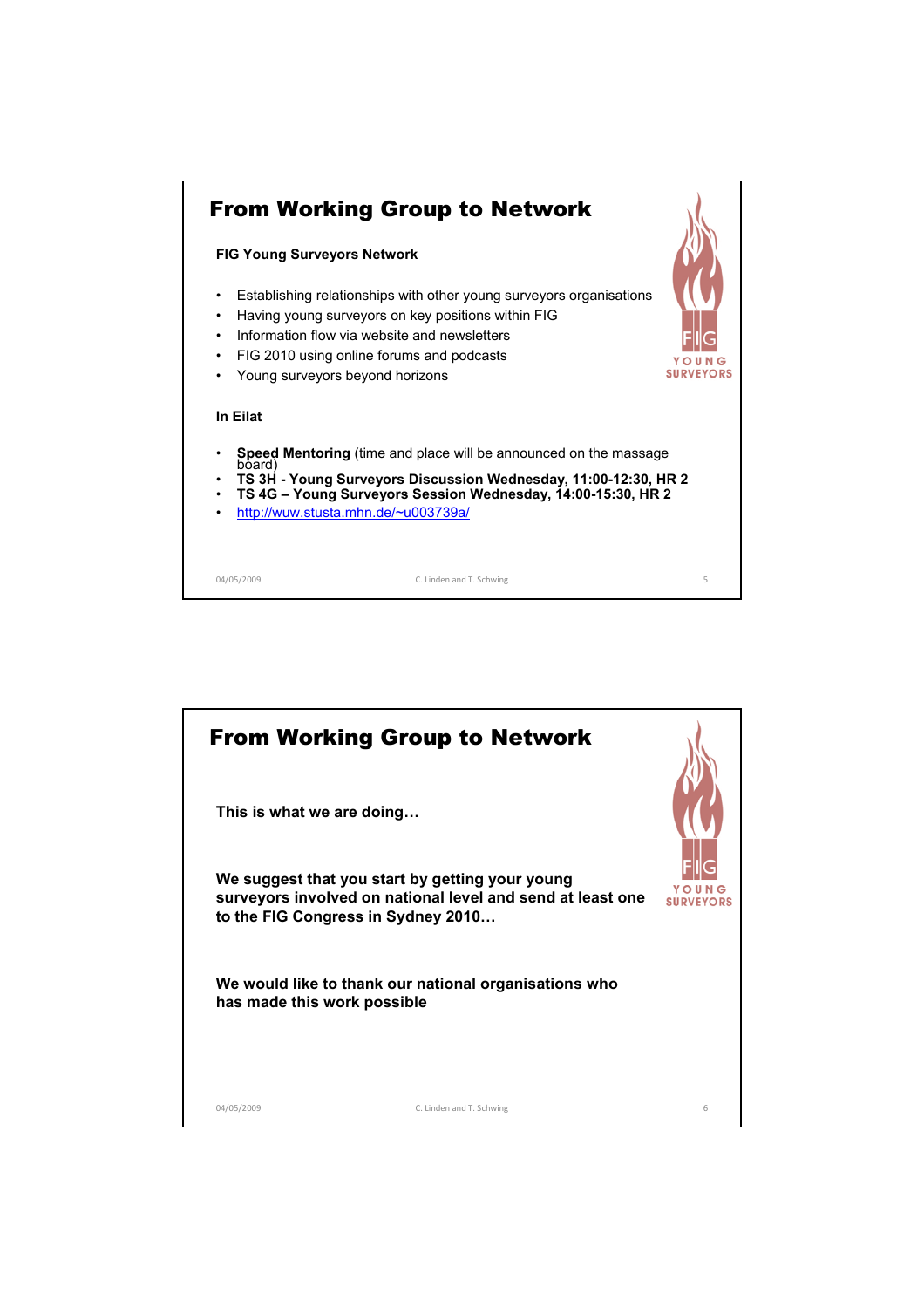# From Working Group to Network

**FIG Young Surveyors Network**

- Establishing relationships with other young surveyors organisations
- Having young surveyors on key positions within FIG
- Information flow via website and newsletters
- FIG 2010 using online forums and podcasts
- Young surveyors beyond horizons

**In Eilat**

- **Speed Mentoring** (time and place will be announced on the massage board)
- **TS 3H - Young Surveyors Discussion Wednesday, 11:00-12:30, HR 2**
- **TS 4G – Young Surveyors Session Wednesday, 14:00-15:30, HR 2**
- http://wuw.stusta.mhn.de/~u003739a/

04/05/2009 C. Linden and T. Schwing

# From Working Group to Network

**This is what we are doing…**

**We suggest that you start by getting your young surveyors involved on national level and send at least one to the FIG Congress in Sydney 2010…**

**We would like to thank our national organisations who has made this work possible**

04/05/2009 C. Linden and T. Schwing